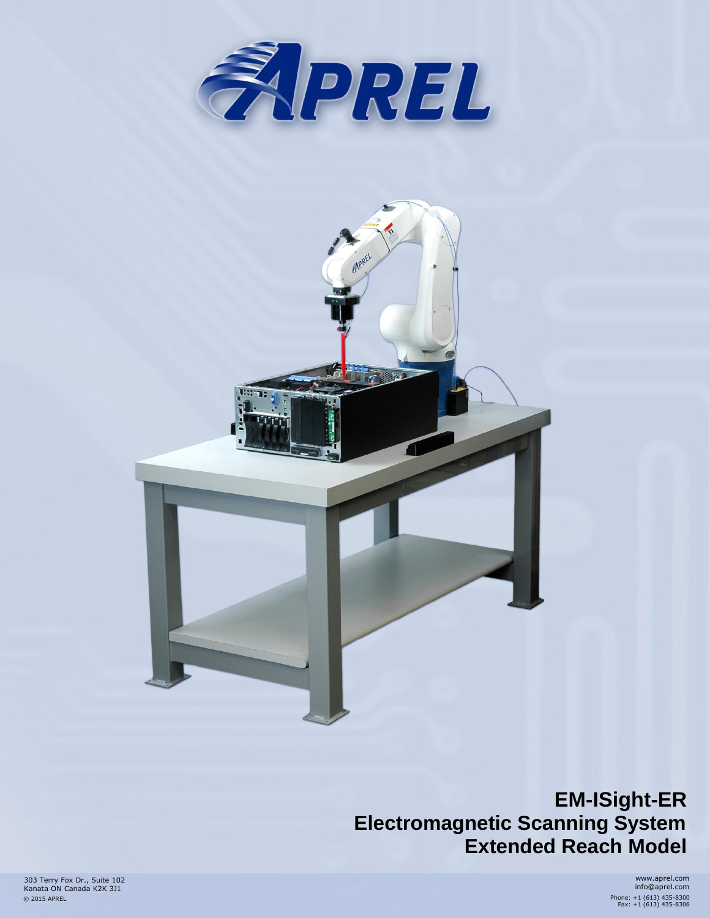# APREL

## EM-ISight-ER
## Electromagnetic Scanning System
## Extended Reach Model

303 Terry Fox Dr., Suite 102
Kanata ON Canada K2K 3J1
© 2015 APREL

www.aprel.com
info@aprel.com
Phone: +1 (613) 435-8300
Fax: +1 (613) 435-8306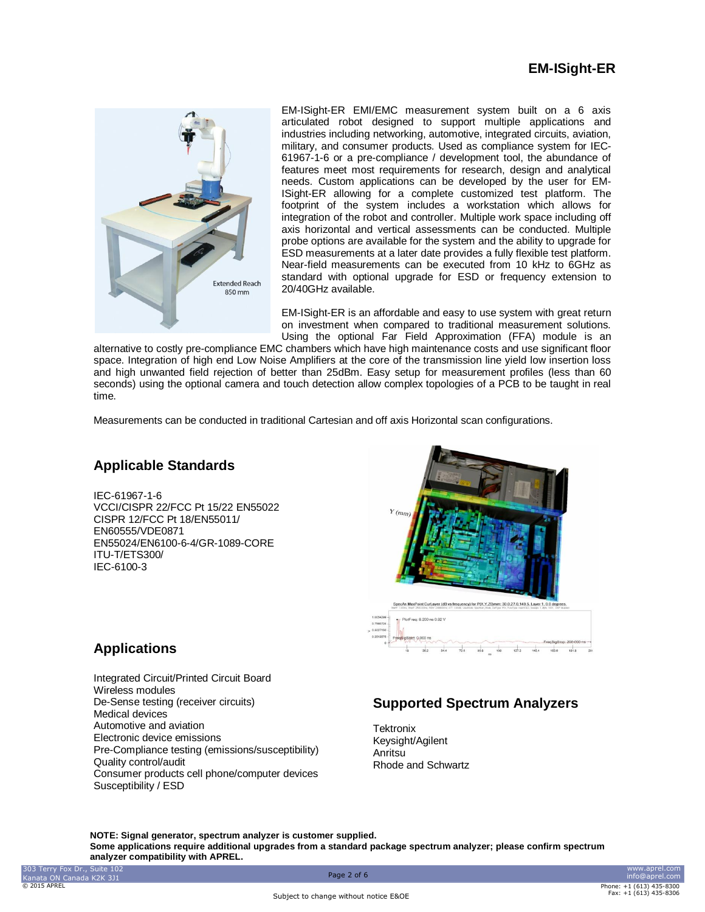# EM-ISight-ER

EM-ISight-ER EMI/EMC measurement system built on a 6 axis articulated robot designed to support multiple applications and industries including networking, automotive, integrated circuits, aviation, military, and consumer products. Used as compliance system for IEC-61967-1-6 or a pre-compliance / development tool, the abundance of features meet most requirements for research, design and analytical needs. Custom applications can be developed by the user for EM-ISight-ER allowing for a complete customized test platform. The footprint of the system includes a workstation which allows for integration of the robot and controller. Multiple work space including off axis horizontal and vertical assessments can be conducted. Multiple probe options are available for the system and the ability to upgrade for ESD measurements at a later date provides a fully flexible test platform. Near-field measurements can be executed from 10 kHz to 6GHz as standard with optional upgrade for ESD or frequency extension to 20/40GHz available.

EM-ISight-ER is an affordable and easy to use system with great return on investment when compared to traditional measurement solutions. Using the optional Far Field Approximation (FFA) module is an alternative to costly pre-compliance EMC chambers which have high maintenance costs and use significant floor space. Integration of high end Low Noise Amplifiers at the core of the transmission line yield low insertion loss and high unwanted field rejection of better than 25dBm. Easy setup for measurement profiles (less than 60 seconds) using the optional camera and touch detection allow complex topologies of a PCB to be taught in real time.

Measurements can be conducted in traditional Cartesian and off axis Horizontal scan configurations.

## Applicable Standards

IEC-61967-1-6
VCCI/CISPR 22/FCC Pt 15/22 EN55022
CISPR 12/FCC Pt 18/EN55011/
EN60555/VDE0871
EN55024/EN6100-6-4/GR-1089-CORE
ITU-T/ETS300/
IEC-6100-3

## Applications

Integrated Circuit/Printed Circuit Board
Wireless modules
De-Sense testing (receiver circuits)
Medical devices
Automotive and aviation
Electronic device emissions
Pre-Compliance testing (emissions/susceptibility)
Quality control/audit
Consumer products cell phone/computer devices
Susceptibility / ESD

## Supported Spectrum Analyzers

Tektronix
Keysight/Agilent
Anritsu
Rhode and Schwartz

**NOTE: Signal generator, spectrum analyzer is customer supplied.**
**Some applications require additional upgrades from a standard package spectrum analyzer; please confirm spectrum analyzer compatibility with APREL.**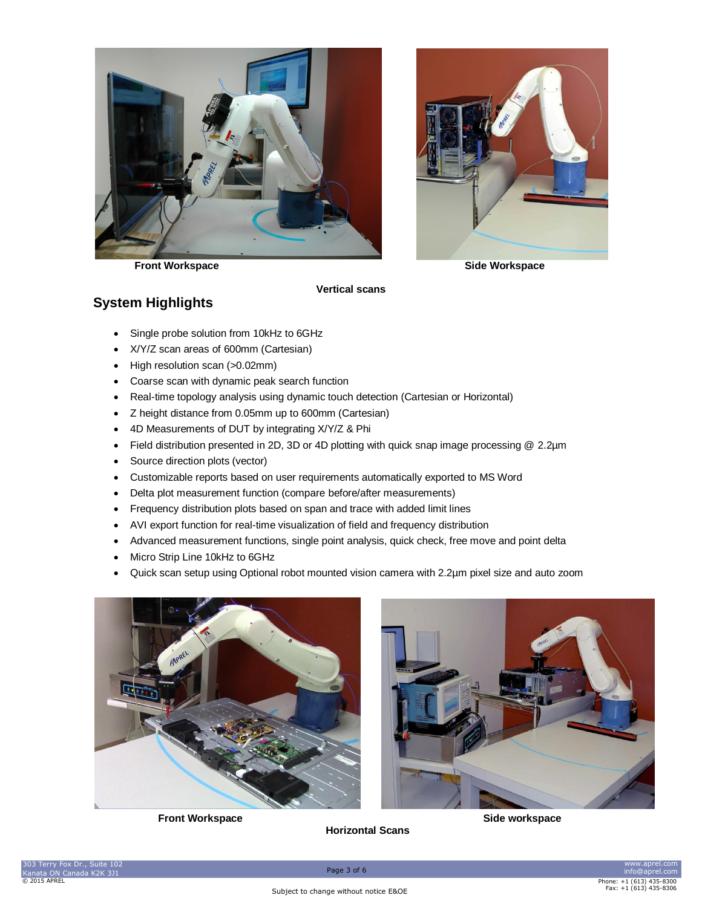Front Workspace

Side Workspace

Vertical scans

## System Highlights

- Single probe solution from 10kHz to 6GHz
- X/Y/Z scan areas of 600mm (Cartesian)
- High resolution scan (>0.02mm)
- Coarse scan with dynamic peak search function
- Real-time topology analysis using dynamic touch detection (Cartesian or Horizontal)
- Z height distance from 0.05mm up to 600mm (Cartesian)
- 4D Measurements of DUT by integrating X/Y/Z & Phi
- Field distribution presented in 2D, 3D or 4D plotting with quick snap image processing @ 2.2µm
- Source direction plots (vector)
- Customizable reports based on user requirements automatically exported to MS Word
- Delta plot measurement function (compare before/after measurements)
- Frequency distribution plots based on span and trace with added limit lines
- AVI export function for real-time visualization of field and frequency distribution
- Advanced measurement functions, single point analysis, quick check, free move and point delta
- Micro Strip Line 10kHz to 6GHz
- Quick scan setup using Optional robot mounted vision camera with 2.2µm pixel size and auto zoom

Front Workspace

Side workspace

Horizontal Scans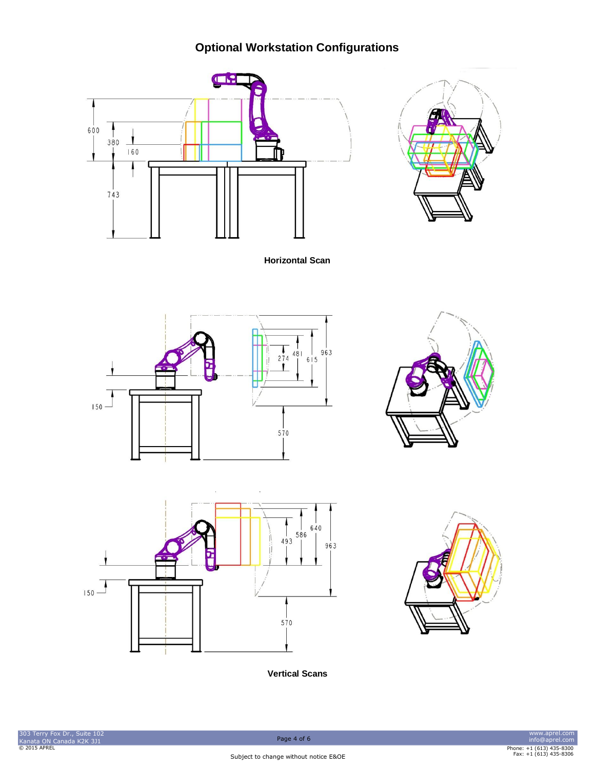# Optional Workstation Configurations

**Horizontal Scan**

**Vertical Scans**

Subject to change without notice E&OE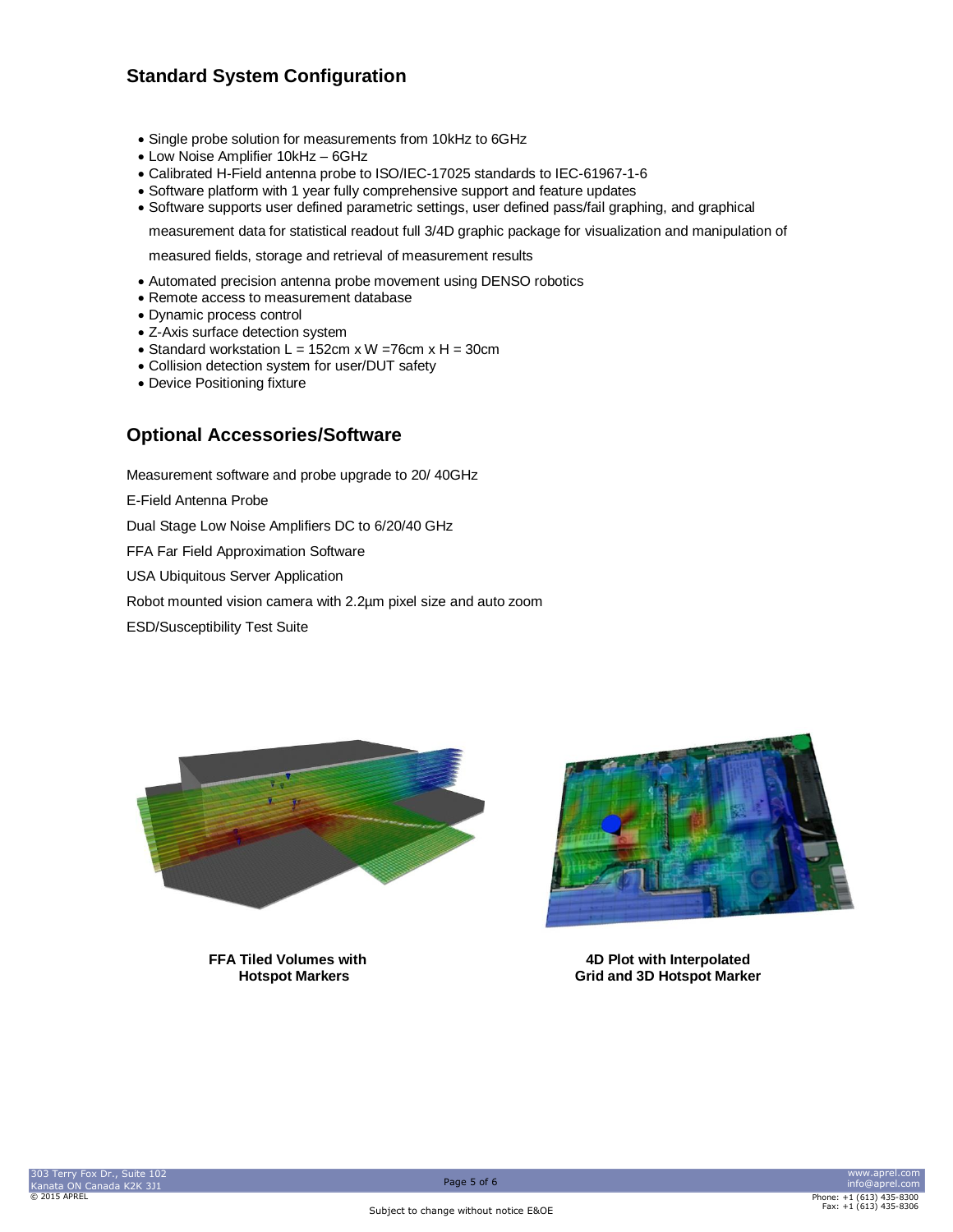## Standard System Configuration

- Single probe solution for measurements from 10kHz to 6GHz
- Low Noise Amplifier 10kHz – 6GHz
- Calibrated H-Field antenna probe to ISO/IEC-17025 standards to IEC-61967-1-6
- Software platform with 1 year fully comprehensive support and feature updates
- Software supports user defined parametric settings, user defined pass/fail graphing, and graphical measurement data for statistical readout full 3/4D graphic package for visualization and manipulation of measured fields, storage and retrieval of measurement results
- Automated precision antenna probe movement using DENSO robotics
- Remote access to measurement database
- Dynamic process control
- Z-Axis surface detection system
- Standard workstation L = 152cm x W =76cm x H = 30cm
- Collision detection system for user/DUT safety
- Device Positioning fixture

## Optional Accessories/Software

Measurement software and probe upgrade to 20/ 40GHz

E-Field Antenna Probe

Dual Stage Low Noise Amplifiers DC to 6/20/40 GHz

FFA Far Field Approximation Software

USA Ubiquitous Server Application

Robot mounted vision camera with 2.2µm pixel size and auto zoom

ESD/Susceptibility Test Suite

**FFA Tiled Volumes with Hotspot Markers**

**4D Plot with Interpolated Grid and 3D Hotspot Marker**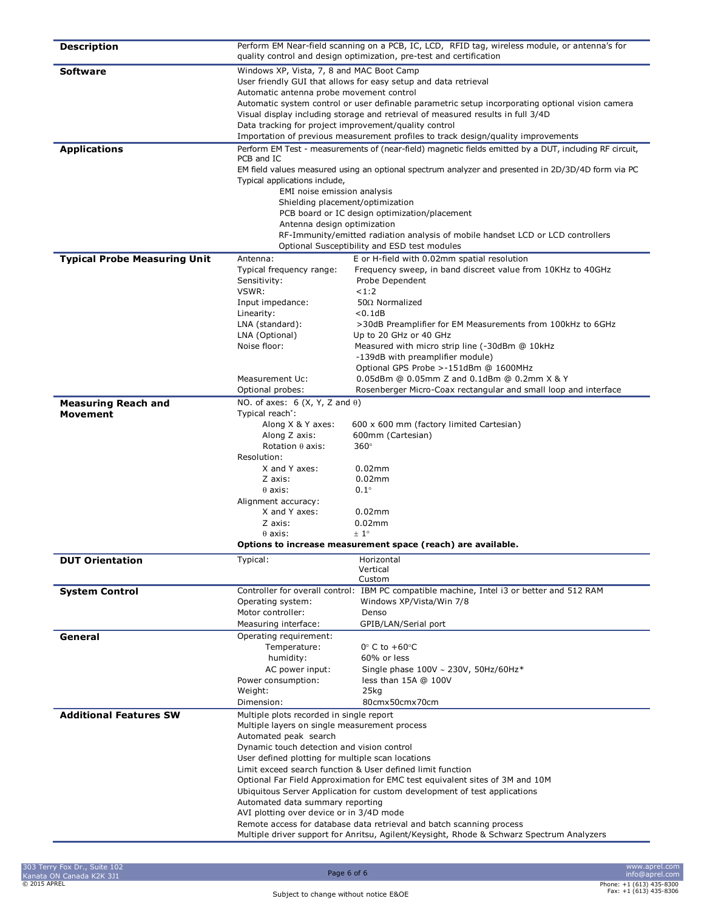| | |
|---|---|
| **Description** | Perform EM Near-field scanning on a PCB, IC, LCD, RFID tag, wireless module, or antenna's for quality control and design optimization, pre-test and certification |
| **Software** | Windows XP, Vista, 7, 8 and MAC Boot Camp<br>User friendly GUI that allows for easy setup and data retrieval<br>Automatic antenna probe movement control<br>Automatic system control or user definable parametric setup incorporating optional vision camera<br>Visual display including storage and retrieval of measured results in full 3/4D<br>Data tracking for project improvement/quality control<br>Importation of previous measurement profiles to track design/quality improvements |
| **Applications** | Perform EM Test - measurements of (near-field) magnetic fields emitted by a DUT, including RF circuit, PCB and IC<br>EM field values measured using an optional spectrum analyzer and presented in 2D/3D/4D form via PC<br>Typical applications include,<br>EMI noise emission analysis<br>Shielding placement/optimization<br>PCB board or IC design optimization/placement<br>Antenna design optimization<br>RF-Immunity/emitted radiation analysis of mobile handset LCD or LCD controllers<br>Optional Susceptibility and ESD test modules |
| **Typical Probe Measuring Unit** | Antenna: E or H-field with 0.02mm spatial resolution<br>Typical frequency range: Frequency sweep, in band discreet value from 10KHz to 40GHz<br>Sensitivity: Probe Dependent<br>VSWR: <1:2<br>Input impedance: 50Ω Normalized<br>Linearity: <0.1dB<br>LNA (standard): >30dB Preamplifier for EM Measurements from 100kHz to 6GHz<br>LNA (Optional) Up to 20 GHz or 40 GHz<br>Noise floor: Measured with micro strip line (-30dBm @ 10kHz<br>-139dB with preamplifier module)<br>Optional GPS Probe >-151dBm @ 1600MHz<br>Measurement Uc: 0.05dBm @ 0.05mm Z and 0.1dBm @ 0.2mm X & Y<br>Optional probes: Rosenberger Micro-Coax rectangular and small loop and interface |
| **Measuring Reach and Movement** | NO. of axes: 6 (X, Y, Z and θ)<br>Typical reach*:<br>Along X & Y axes: 600 x 600 mm (factory limited Cartesian)<br>Along Z axis: 600mm (Cartesian)<br>Rotation θ axis: 360°<br>Resolution:<br>X and Y axes: 0.02mm<br>Z axis: 0.02mm<br>θ axis: 0.1°<br>Alignment accuracy:<br>X and Y axes: 0.02mm<br>Z axis: 0.02mm<br>θ axis: ± 1°<br>**Options to increase measurement space (reach) are available.** |
| **DUT Orientation** | Typical: Horizontal<br>Vertical<br>Custom |
| **System Control** | Controller for overall control: IBM PC compatible machine, Intel i3 or better and 512 RAM<br>Operating system: Windows XP/Vista/Win 7/8<br>Motor controller: Denso<br>Measuring interface: GPIB/LAN/Serial port |
| **General** | Operating requirement:<br>Temperature: 0° C to +60°C<br>humidity: 60% or less<br>AC power input: Single phase 100V ~ 230V, 50Hz/60Hz*<br>Power consumption: less than 15A @ 100V<br>Weight: 25kg<br>Dimension: 80cmx50cmx70cm |
| **Additional Features SW** | Multiple plots recorded in single report<br>Multiple layers on single measurement process<br>Automated peak search<br>Dynamic touch detection and vision control<br>User defined plotting for multiple scan locations<br>Limit exceed search function & User defined limit function<br>Optional Far Field Approximation for EMC test equivalent sites of 3M and 10M<br>Ubiquitous Server Application for custom development of test applications<br>Automated data summary reporting<br>AVI plotting over device or in 3/4D mode<br>Remote access for database data retrieval and batch scanning process<br>Multiple driver support for Anritsu, Agilent/Keysight, Rhode & Schwarz Spectrum Analyzers |

303 Terry Fox Dr., Suite 102
Kanata ON Canada K2K 3J1
© 2015 APREL

www.aprel.com
info@aprel.com
Phone: +1 (613) 435-8300
Fax: +1 (613) 435-8306

Subject to change without notice E&OE